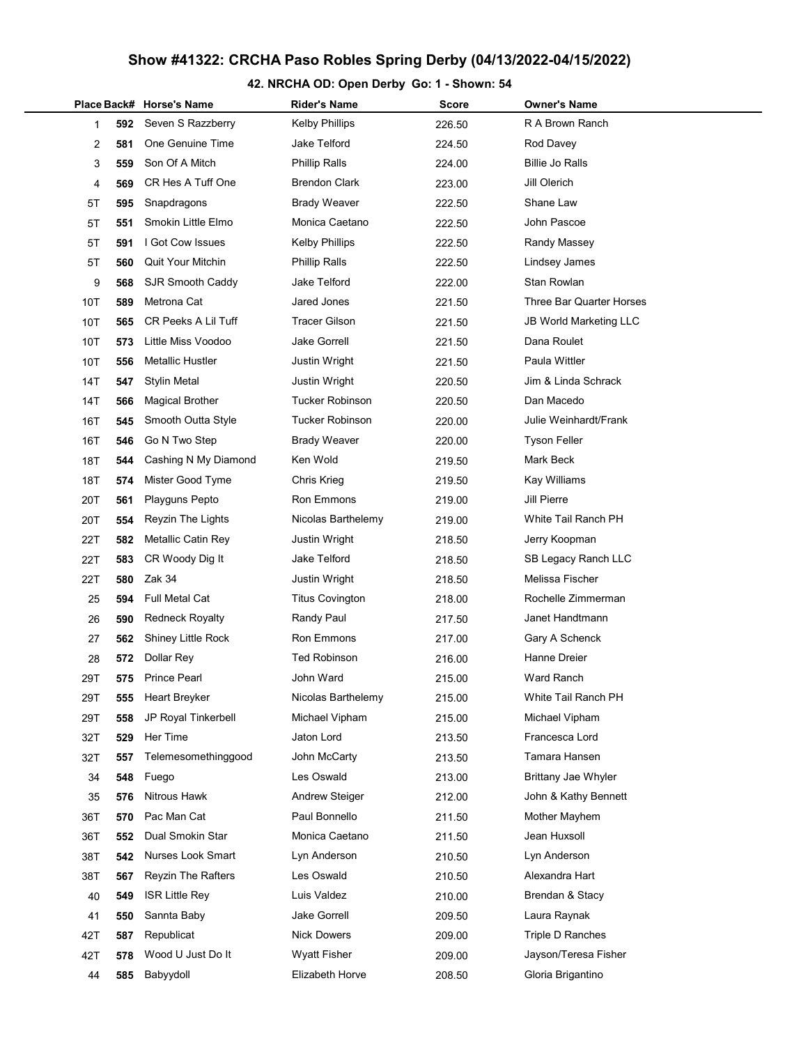## Show #41322: CRCHA Paso Robles Spring Derby (04/13/2022-04/15/2022)

### 42. NRCHA OD: Open Derby Go: 1 - Shown: 54

| Place | Back# | Horse's Name | Rider's Name | Score | Owner's Name |
|---|---|---|---|---|---|
| 1 | 592 | Seven S Razzberry | Kelby Phillips | 226.50 | R A Brown Ranch |
| 2 | 581 | One Genuine Time | Jake Telford | 224.50 | Rod Davey |
| 3 | 559 | Son Of A Mitch | Phillip Ralls | 224.00 | Billie Jo Ralls |
| 4 | 569 | CR Hes A Tuff One | Brendon Clark | 223.00 | Jill Olerich |
| 5T | 595 | Snapdragons | Brady Weaver | 222.50 | Shane Law |
| 5T | 551 | Smokin Little Elmo | Monica Caetano | 222.50 | John Pascoe |
| 5T | 591 | I Got Cow Issues | Kelby Phillips | 222.50 | Randy Massey |
| 5T | 560 | Quit Your Mitchin | Phillip Ralls | 222.50 | Lindsey James |
| 9 | 568 | SJR Smooth Caddy | Jake Telford | 222.00 | Stan Rowlan |
| 10T | 589 | Metrona Cat | Jared Jones | 221.50 | Three Bar Quarter Horses |
| 10T | 565 | CR Peeks A Lil Tuff | Tracer Gilson | 221.50 | JB World Marketing LLC |
| 10T | 573 | Little Miss Voodoo | Jake Gorrell | 221.50 | Dana Roulet |
| 10T | 556 | Metallic Hustler | Justin Wright | 221.50 | Paula Wittler |
| 14T | 547 | Stylin Metal | Justin Wright | 220.50 | Jim & Linda Schrack |
| 14T | 566 | Magical Brother | Tucker Robinson | 220.50 | Dan Macedo |
| 16T | 545 | Smooth Outta Style | Tucker Robinson | 220.00 | Julie Weinhardt/Frank |
| 16T | 546 | Go N Two Step | Brady Weaver | 220.00 | Tyson Feller |
| 18T | 544 | Cashing N My Diamond | Ken Wold | 219.50 | Mark Beck |
| 18T | 574 | Mister Good Tyme | Chris Krieg | 219.50 | Kay Williams |
| 20T | 561 | Playguns Pepto | Ron Emmons | 219.00 | Jill Pierre |
| 20T | 554 | Reyzin The Lights | Nicolas Barthelemy | 219.00 | White Tail Ranch PH |
| 22T | 582 | Metallic Catin Rey | Justin Wright | 218.50 | Jerry Koopman |
| 22T | 583 | CR Woody Dig It | Jake Telford | 218.50 | SB Legacy Ranch LLC |
| 22T | 580 | Zak 34 | Justin Wright | 218.50 | Melissa Fischer |
| 25 | 594 | Full Metal Cat | Titus Covington | 218.00 | Rochelle Zimmerman |
| 26 | 590 | Redneck Royalty | Randy Paul | 217.50 | Janet Handtmann |
| 27 | 562 | Shiney Little Rock | Ron Emmons | 217.00 | Gary A Schenck |
| 28 | 572 | Dollar Rey | Ted Robinson | 216.00 | Hanne Dreier |
| 29T | 575 | Prince Pearl | John Ward | 215.00 | Ward Ranch |
| 29T | 555 | Heart Breyker | Nicolas Barthelemy | 215.00 | White Tail Ranch PH |
| 29T | 558 | JP Royal Tinkerbell | Michael Vipham | 215.00 | Michael Vipham |
| 32T | 529 | Her Time | Jaton Lord | 213.50 | Francesca Lord |
| 32T | 557 | Telemesomethinggood | John McCarty | 213.50 | Tamara Hansen |
| 34 | 548 | Fuego | Les Oswald | 213.00 | Brittany Jae Whyler |
| 35 | 576 | Nitrous Hawk | Andrew Steiger | 212.00 | John & Kathy Bennett |
| 36T | 570 | Pac Man Cat | Paul Bonnello | 211.50 | Mother Mayhem |
| 36T | 552 | Dual Smokin Star | Monica Caetano | 211.50 | Jean Huxsoll |
| 38T | 542 | Nurses Look Smart | Lyn Anderson | 210.50 | Lyn Anderson |
| 38T | 567 | Reyzin The Rafters | Les Oswald | 210.50 | Alexandra Hart |
| 40 | 549 | ISR Little Rey | Luis Valdez | 210.00 | Brendan & Stacy |
| 41 | 550 | Sannta Baby | Jake Gorrell | 209.50 | Laura Raynak |
| 42T | 587 | Republicat | Nick Dowers | 209.00 | Triple D Ranches |
| 42T | 578 | Wood U Just Do It | Wyatt Fisher | 209.00 | Jayson/Teresa Fisher |
| 44 | 585 | Babyydoll | Elizabeth Horve | 208.50 | Gloria Brigantino |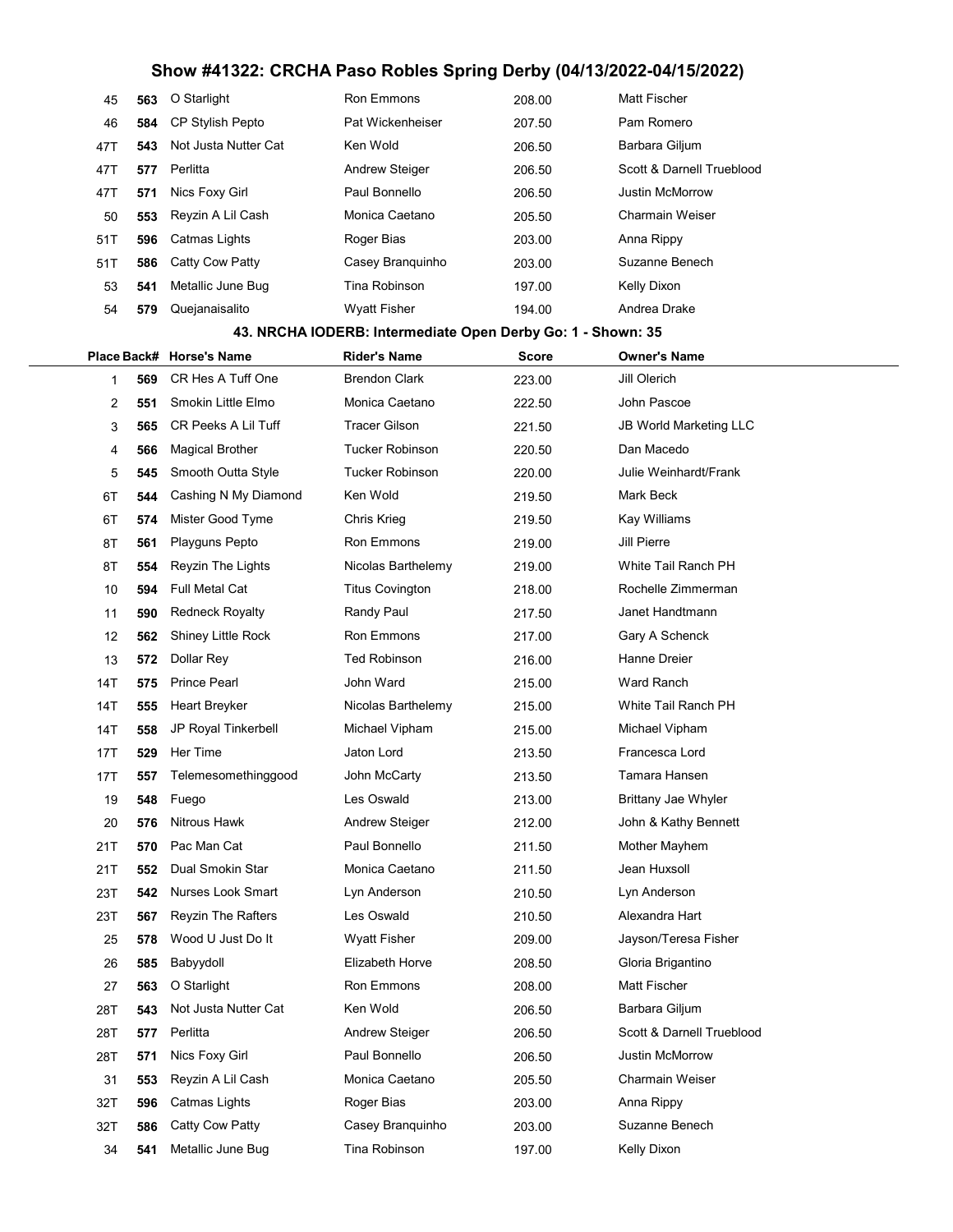# Show #41322: CRCHA Paso Robles Spring Derby (04/13/2022-04/15/2022)

| Place | Back# | Horse's Name | Rider's Name | Score | Owner's Name |
|---|---|---|---|---|---|
| 45 | 563 | O Starlight | Ron Emmons | 208.00 | Matt Fischer |
| 46 | 584 | CP Stylish Pepto | Pat Wickenheiser | 207.50 | Pam Romero |
| 47T | 543 | Not Justa Nutter Cat | Ken Wold | 206.50 | Barbara Giljum |
| 47T | 577 | Perlitta | Andrew Steiger | 206.50 | Scott & Darnell Trueblood |
| 47T | 571 | Nics Foxy Girl | Paul Bonnello | 206.50 | Justin McMorrow |
| 50 | 553 | Reyzin A Lil Cash | Monica Caetano | 205.50 | Charmain Weiser |
| 51T | 596 | Catmas Lights | Roger Bias | 203.00 | Anna Rippy |
| 51T | 586 | Catty Cow Patty | Casey Branquinho | 203.00 | Suzanne Benech |
| 53 | 541 | Metallic June Bug | Tina Robinson | 197.00 | Kelly Dixon |
| 54 | 579 | Quejanaisalito | Wyatt Fisher | 194.00 | Andrea Drake |

## 43. NRCHA IODERB: Intermediate Open Derby Go: 1 - Shown: 35

| Place | Back# | Horse's Name | Rider's Name | Score | Owner's Name |
|---|---|---|---|---|---|
| 1 | 569 | CR Hes A Tuff One | Brendon Clark | 223.00 | Jill Olerich |
| 2 | 551 | Smokin Little Elmo | Monica Caetano | 222.50 | John Pascoe |
| 3 | 565 | CR Peeks A Lil Tuff | Tracer Gilson | 221.50 | JB World Marketing LLC |
| 4 | 566 | Magical Brother | Tucker Robinson | 220.50 | Dan Macedo |
| 5 | 545 | Smooth Outta Style | Tucker Robinson | 220.00 | Julie Weinhardt/Frank |
| 6T | 544 | Cashing N My Diamond | Ken Wold | 219.50 | Mark Beck |
| 6T | 574 | Mister Good Tyme | Chris Krieg | 219.50 | Kay Williams |
| 8T | 561 | Playguns Pepto | Ron Emmons | 219.00 | Jill Pierre |
| 8T | 554 | Reyzin The Lights | Nicolas Barthelemy | 219.00 | White Tail Ranch PH |
| 10 | 594 | Full Metal Cat | Titus Covington | 218.00 | Rochelle Zimmerman |
| 11 | 590 | Redneck Royalty | Randy Paul | 217.50 | Janet Handtmann |
| 12 | 562 | Shiney Little Rock | Ron Emmons | 217.00 | Gary A Schenck |
| 13 | 572 | Dollar Rey | Ted Robinson | 216.00 | Hanne Dreier |
| 14T | 575 | Prince Pearl | John Ward | 215.00 | Ward Ranch |
| 14T | 555 | Heart Breyker | Nicolas Barthelemy | 215.00 | White Tail Ranch PH |
| 14T | 558 | JP Royal Tinkerbell | Michael Vipham | 215.00 | Michael Vipham |
| 17T | 529 | Her Time | Jaton Lord | 213.50 | Francesca Lord |
| 17T | 557 | Telemesomethinggood | John McCarty | 213.50 | Tamara Hansen |
| 19 | 548 | Fuego | Les Oswald | 213.00 | Brittany Jae Whyler |
| 20 | 576 | Nitrous Hawk | Andrew Steiger | 212.00 | John & Kathy Bennett |
| 21T | 570 | Pac Man Cat | Paul Bonnello | 211.50 | Mother Mayhem |
| 21T | 552 | Dual Smokin Star | Monica Caetano | 211.50 | Jean Huxsoll |
| 23T | 542 | Nurses Look Smart | Lyn Anderson | 210.50 | Lyn Anderson |
| 23T | 567 | Reyzin The Rafters | Les Oswald | 210.50 | Alexandra Hart |
| 25 | 578 | Wood U Just Do It | Wyatt Fisher | 209.00 | Jayson/Teresa Fisher |
| 26 | 585 | Babyydoll | Elizabeth Horve | 208.50 | Gloria Brigantino |
| 27 | 563 | O Starlight | Ron Emmons | 208.00 | Matt Fischer |
| 28T | 543 | Not Justa Nutter Cat | Ken Wold | 206.50 | Barbara Giljum |
| 28T | 577 | Perlitta | Andrew Steiger | 206.50 | Scott & Darnell Trueblood |
| 28T | 571 | Nics Foxy Girl | Paul Bonnello | 206.50 | Justin McMorrow |
| 31 | 553 | Reyzin A Lil Cash | Monica Caetano | 205.50 | Charmain Weiser |
| 32T | 596 | Catmas Lights | Roger Bias | 203.00 | Anna Rippy |
| 32T | 586 | Catty Cow Patty | Casey Branquinho | 203.00 | Suzanne Benech |
| 34 | 541 | Metallic June Bug | Tina Robinson | 197.00 | Kelly Dixon |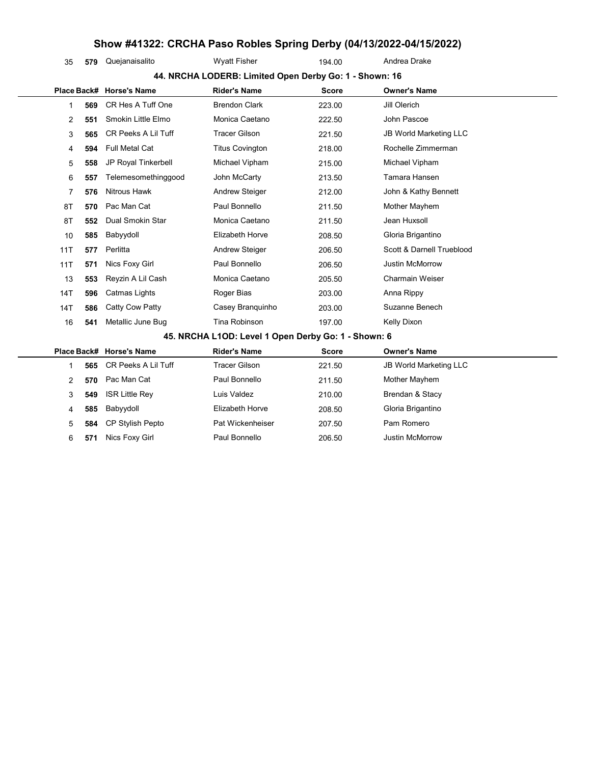# Show #41322: CRCHA Paso Robles Spring Derby (04/13/2022-04/15/2022)

| | | | | | |
|---|---|---|---|---|---|
| 35 | 579 | Quejanaisalito | Wyatt Fisher | 194.00 | Andrea Drake |

## 44. NRCHA LODERB: Limited Open Derby Go: 1 - Shown: 16

| Place | Back# | Horse's Name | Rider's Name | Score | Owner's Name |
|---|---|---|---|---|---|
| 1 | **569** | CR Hes A Tuff One | Brendon Clark | 223.00 | Jill Olerich |
| 2 | **551** | Smokin Little Elmo | Monica Caetano | 222.50 | John Pascoe |
| 3 | **565** | CR Peeks A Lil Tuff | Tracer Gilson | 221.50 | JB World Marketing LLC |
| 4 | **594** | Full Metal Cat | Titus Covington | 218.00 | Rochelle Zimmerman |
| 5 | **558** | JP Royal Tinkerbell | Michael Vipham | 215.00 | Michael Vipham |
| 6 | **557** | Telemesomethinggood | John McCarty | 213.50 | Tamara Hansen |
| 7 | **576** | Nitrous Hawk | Andrew Steiger | 212.00 | John & Kathy Bennett |
| 8T | **570** | Pac Man Cat | Paul Bonnello | 211.50 | Mother Mayhem |
| 8T | **552** | Dual Smokin Star | Monica Caetano | 211.50 | Jean Huxsoll |
| 10 | **585** | Babyydoll | Elizabeth Horve | 208.50 | Gloria Brigantino |
| 11T | **577** | Perlitta | Andrew Steiger | 206.50 | Scott & Darnell Trueblood |
| 11T | **571** | Nics Foxy Girl | Paul Bonnello | 206.50 | Justin McMorrow |
| 13 | **553** | Reyzin A Lil Cash | Monica Caetano | 205.50 | Charmain Weiser |
| 14T | **596** | Catmas Lights | Roger Bias | 203.00 | Anna Rippy |
| 14T | **586** | Catty Cow Patty | Casey Branquinho | 203.00 | Suzanne Benech |
| 16 | **541** | Metallic June Bug | Tina Robinson | 197.00 | Kelly Dixon |

## 45. NRCHA L1OD: Level 1 Open Derby Go: 1 - Shown: 6

| Place | Back# | Horse's Name | Rider's Name | Score | Owner's Name |
|---|---|---|---|---|---|
| 1 | **565** | CR Peeks A Lil Tuff | Tracer Gilson | 221.50 | JB World Marketing LLC |
| 2 | **570** | Pac Man Cat | Paul Bonnello | 211.50 | Mother Mayhem |
| 3 | **549** | ISR Little Rey | Luis Valdez | 210.00 | Brendan & Stacy |
| 4 | **585** | Babyydoll | Elizabeth Horve | 208.50 | Gloria Brigantino |
| 5 | **584** | CP Stylish Pepto | Pat Wickenheiser | 207.50 | Pam Romero |
| 6 | **571** | Nics Foxy Girl | Paul Bonnello | 206.50 | Justin McMorrow |